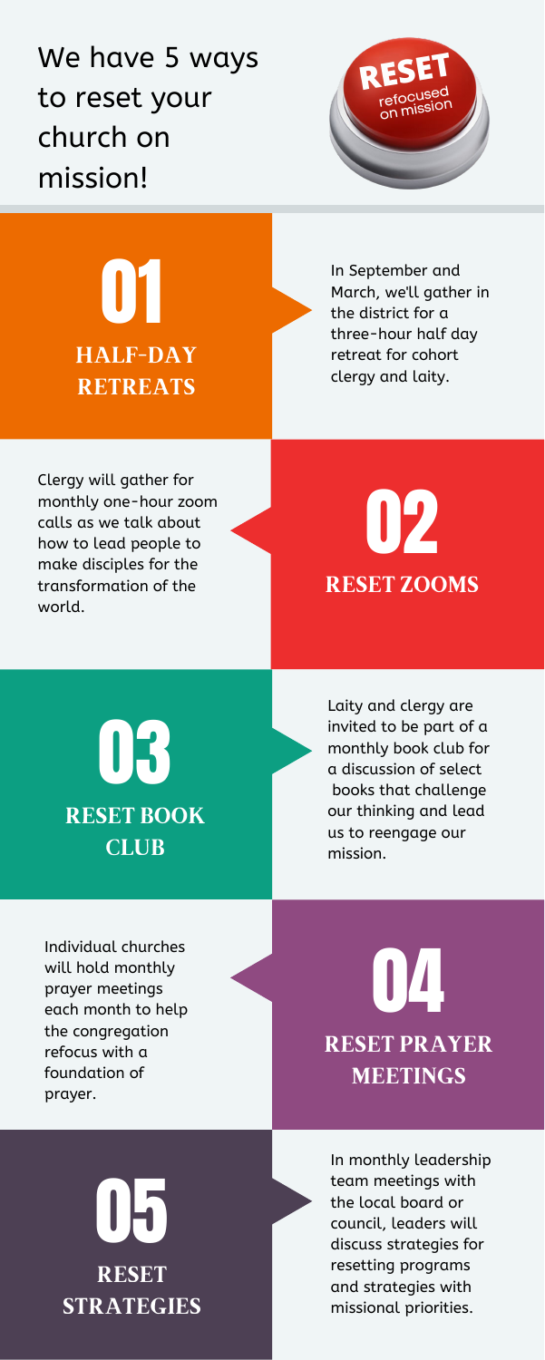# We have 5 ways to reset your church on mission!

RESET
refocused on mission

## 01 HALF-DAY RETREATS

In September and March, we'll gather in the district for a three-hour half day retreat for cohort clergy and laity.

## 02 RESET ZOOMS

Clergy will gather for monthly one-hour zoom calls as we talk about how to lead people to make disciples for the transformation of the world.

## 03 RESET BOOK CLUB

Laity and clergy are invited to be part of a monthly book club for a discussion of select books that challenge our thinking and lead us to reengage our mission.

## 04 RESET PRAYER MEETINGS

Individual churches will hold monthly prayer meetings each month to help the congregation refocus with a foundation of prayer.

## 05 RESET STRATEGIES

In monthly leadership team meetings with the local board or council, leaders will discuss strategies for resetting programs and strategies with missional priorities.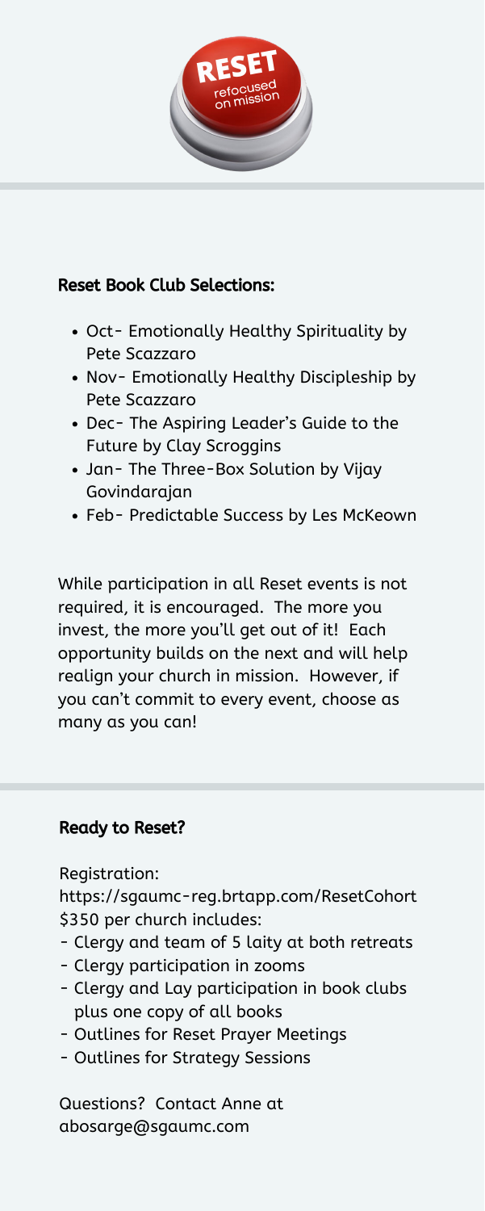## Reset Book Club Selections:

- Oct- Emotionally Healthy Spirituality by Pete Scazzaro
- Nov- Emotionally Healthy Discipleship by Pete Scazzaro
- Dec- The Aspiring Leader's Guide to the Future by Clay Scroggins
- Jan- The Three-Box Solution by Vijay Govindarajan
- Feb- Predictable Success by Les McKeown

While participation in all Reset events is not required, it is encouraged. The more you invest, the more you'll get out of it! Each opportunity builds on the next and will help realign your church in mission. However, if you can't commit to every event, choose as many as you can!

## Ready to Reset?

Registration:
https://sgaumc-reg.brtapp.com/ResetCohort
$350 per church includes:

- Clergy and team of 5 laity at both retreats
- Clergy participation in zooms
- Clergy and Lay participation in book clubs plus one copy of all books
- Outlines for Reset Prayer Meetings
- Outlines for Strategy Sessions

Questions? Contact Anne at abosarge@sgaumc.com